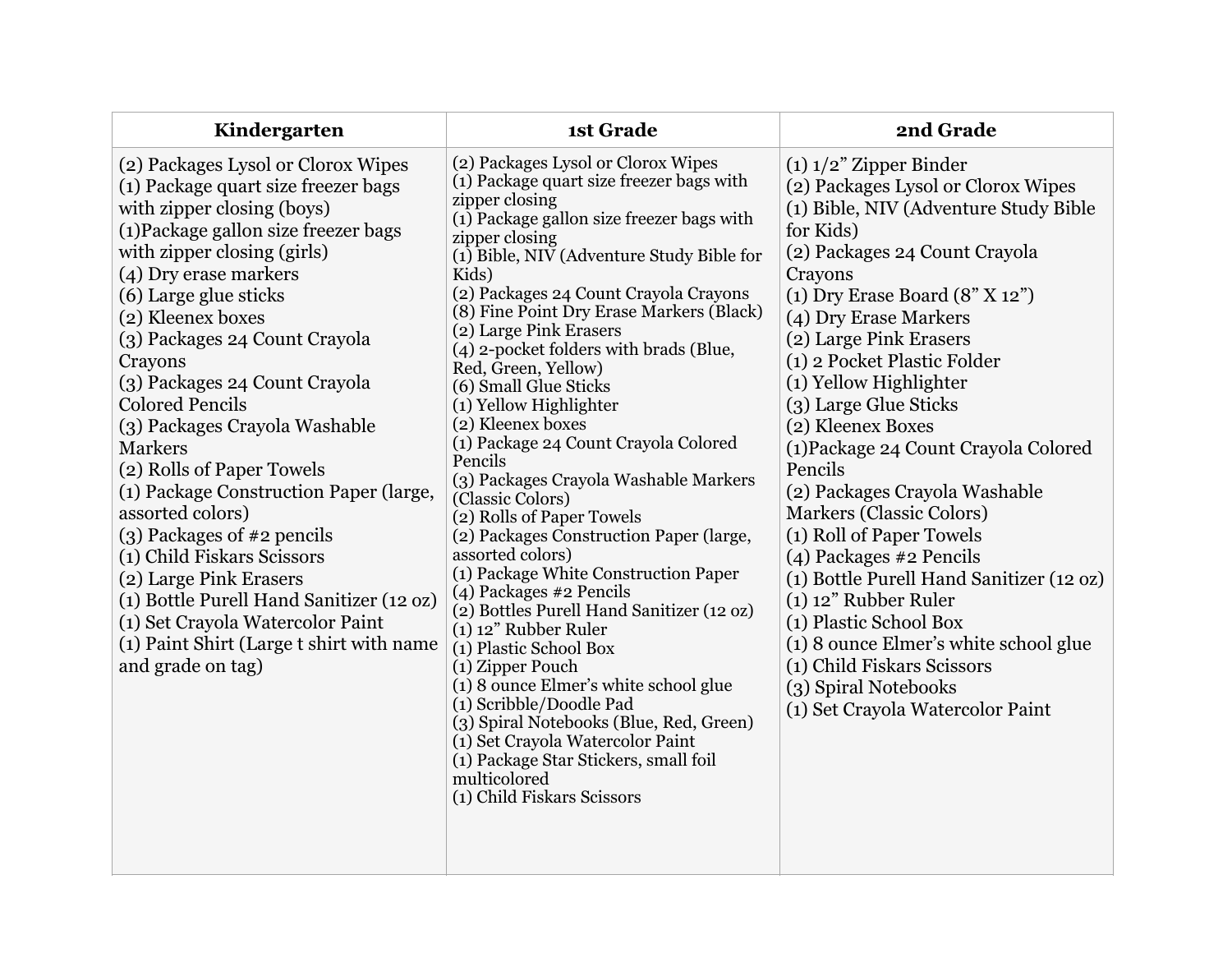| Kindergarten | 1st Grade | 2nd Grade |
|---|---|---|
| (2) Packages Lysol or Clorox Wipes<br>(1) Package quart size freezer bags with zipper closing (boys)<br>(1)Package gallon size freezer bags with zipper closing (girls)<br>(4) Dry erase markers<br>(6) Large glue sticks<br>(2) Kleenex boxes<br>(3) Packages 24 Count Crayola Crayons<br>(3) Packages 24 Count Crayola Colored Pencils<br>(3) Packages Crayola Washable Markers<br>(2) Rolls of Paper Towels<br>(1) Package Construction Paper (large, assorted colors)<br>(3) Packages of #2 pencils<br>(1) Child Fiskars Scissors<br>(2) Large Pink Erasers<br>(1) Bottle Purell Hand Sanitizer (12 oz)<br>(1) Set Crayola Watercolor Paint<br>(1) Paint Shirt (Large t shirt with name and grade on tag) | (2) Packages Lysol or Clorox Wipes<br>(1) Package quart size freezer bags with zipper closing<br>(1) Package gallon size freezer bags with zipper closing<br>(1) Bible, NIV (Adventure Study Bible for Kids)<br>(2) Packages 24 Count Crayola Crayons<br>(8) Fine Point Dry Erase Markers (Black)<br>(2) Large Pink Erasers<br>(4) 2-pocket folders with brads (Blue, Red, Green, Yellow)<br>(6) Small Glue Sticks<br>(1) Yellow Highlighter<br>(2) Kleenex boxes<br>(1) Package 24 Count Crayola Colored Pencils<br>(3) Packages Crayola Washable Markers (Classic Colors)<br>(2) Rolls of Paper Towels<br>(2) Packages Construction Paper (large, assorted colors)<br>(1) Package White Construction Paper<br>(4) Packages #2 Pencils<br>(2) Bottles Purell Hand Sanitizer (12 oz)<br>(1) 12" Rubber Ruler<br>(1) Plastic School Box<br>(1) Zipper Pouch<br>(1) 8 ounce Elmer's white school glue<br>(1) Scribble/Doodle Pad<br>(3) Spiral Notebooks (Blue, Red, Green)<br>(1) Set Crayola Watercolor Paint<br>(1) Package Star Stickers, small foil multicolored<br>(1) Child Fiskars Scissors | (1) 1/2" Zipper Binder<br>(2) Packages Lysol or Clorox Wipes<br>(1) Bible, NIV (Adventure Study Bible for Kids)<br>(2) Packages 24 Count Crayola Crayons<br>(1) Dry Erase Board (8" X 12")<br>(4) Dry Erase Markers<br>(2) Large Pink Erasers<br>(1) 2 Pocket Plastic Folder<br>(1) Yellow Highlighter<br>(3) Large Glue Sticks<br>(2) Kleenex Boxes<br>(1)Package 24 Count Crayola Colored Pencils<br>(2) Packages Crayola Washable Markers (Classic Colors)<br>(1) Roll of Paper Towels<br>(4) Packages #2 Pencils<br>(1) Bottle Purell Hand Sanitizer (12 oz)<br>(1) 12" Rubber Ruler<br>(1) Plastic School Box<br>(1) 8 ounce Elmer's white school glue<br>(1) Child Fiskars Scissors<br>(3) Spiral Notebooks<br>(1) Set Crayola Watercolor Paint |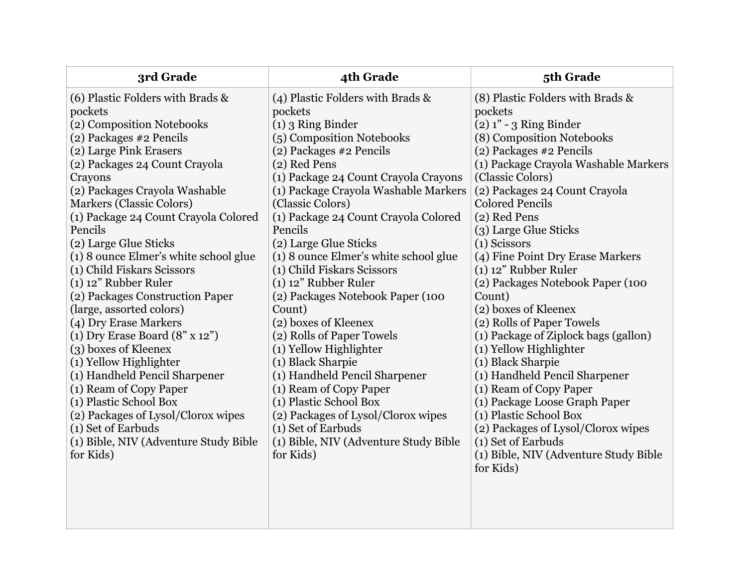| 3rd Grade | 4th Grade | 5th Grade |
| --- | --- | --- |
| (6) Plastic Folders with Brads & pockets<br>(2) Composition Notebooks<br>(2) Packages #2 Pencils<br>(2) Large Pink Erasers<br>(2) Packages 24 Count Crayola Crayons<br>(2) Packages Crayola Washable Markers (Classic Colors)<br>(1) Package 24 Count Crayola Colored Pencils<br>(2) Large Glue Sticks<br>(1) 8 ounce Elmer's white school glue<br>(1) Child Fiskars Scissors<br>(1) 12" Rubber Ruler<br>(2) Packages Construction Paper (large, assorted colors)<br>(4) Dry Erase Markers<br>(1) Dry Erase Board (8" x 12")<br>(3) boxes of Kleenex<br>(1) Yellow Highlighter<br>(1) Handheld Pencil Sharpener<br>(1) Ream of Copy Paper<br>(1) Plastic School Box<br>(2) Packages of Lysol/Clorox wipes<br>(1) Set of Earbuds<br>(1) Bible, NIV (Adventure Study Bible for Kids) | (4) Plastic Folders with Brads & pockets<br>(1) 3 Ring Binder<br>(5) Composition Notebooks<br>(2) Packages #2 Pencils<br>(2) Red Pens<br>(1) Package 24 Count Crayola Crayons<br>(1) Package Crayola Washable Markers (Classic Colors)<br>(1) Package 24 Count Crayola Colored Pencils<br>(2) Large Glue Sticks<br>(1) 8 ounce Elmer's white school glue<br>(1) Child Fiskars Scissors<br>(1) 12" Rubber Ruler<br>(2) Packages Notebook Paper (100 Count)<br>(2) boxes of Kleenex<br>(2) Rolls of Paper Towels<br>(1) Yellow Highlighter<br>(1) Black Sharpie<br>(1) Handheld Pencil Sharpener<br>(1) Ream of Copy Paper<br>(1) Plastic School Box<br>(2) Packages of Lysol/Clorox wipes<br>(1) Set of Earbuds<br>(1) Bible, NIV (Adventure Study Bible for Kids) | (8) Plastic Folders with Brads & pockets<br>(2) 1" - 3 Ring Binder<br>(8) Composition Notebooks<br>(2) Packages #2 Pencils<br>(1) Package Crayola Washable Markers (Classic Colors)<br>(2) Packages 24 Count Crayola Colored Pencils<br>(2) Red Pens<br>(3) Large Glue Sticks<br>(1) Scissors<br>(4) Fine Point Dry Erase Markers<br>(1) 12" Rubber Ruler<br>(2) Packages Notebook Paper (100 Count)<br>(2) boxes of Kleenex<br>(2) Rolls of Paper Towels<br>(1) Package of Ziplock bags (gallon)<br>(1) Yellow Highlighter<br>(1) Black Sharpie<br>(1) Handheld Pencil Sharpener<br>(1) Ream of Copy Paper<br>(1) Package Loose Graph Paper<br>(1) Plastic School Box<br>(2) Packages of Lysol/Clorox wipes<br>(1) Set of Earbuds<br>(1) Bible, NIV (Adventure Study Bible for Kids) |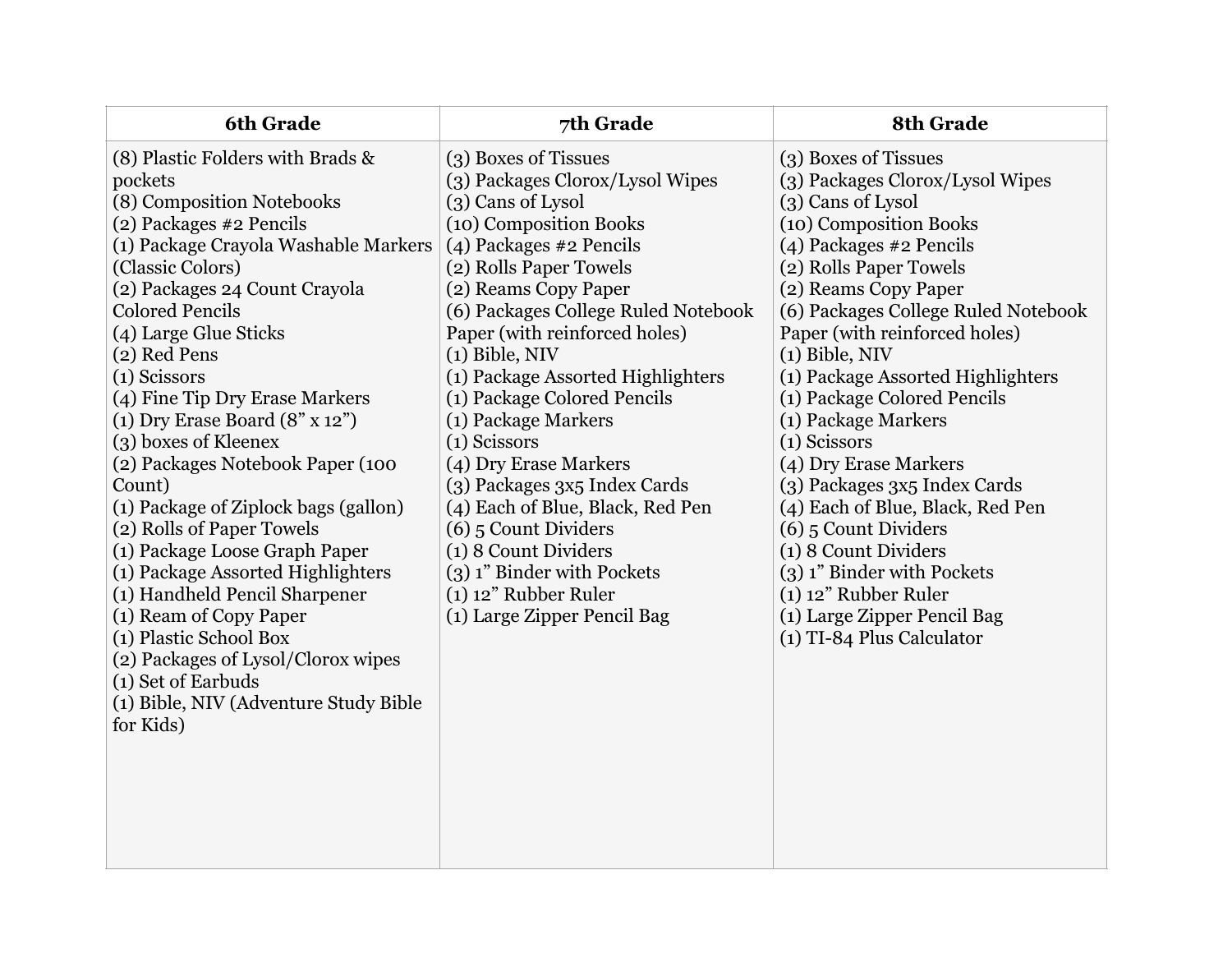| 6th Grade | 7th Grade | 8th Grade |
|---|---|---|
| (8) Plastic Folders with Brads & pockets<br>(8) Composition Notebooks<br>(2) Packages #2 Pencils<br>(1) Package Crayola Washable Markers (Classic Colors)<br>(2) Packages 24 Count Crayola Colored Pencils<br>(4) Large Glue Sticks<br>(2) Red Pens<br>(1) Scissors<br>(4) Fine Tip Dry Erase Markers<br>(1) Dry Erase Board (8" x 12")<br>(3) boxes of Kleenex<br>(2) Packages Notebook Paper (100 Count)<br>(1) Package of Ziplock bags (gallon)<br>(2) Rolls of Paper Towels<br>(1) Package Loose Graph Paper<br>(1) Package Assorted Highlighters<br>(1) Handheld Pencil Sharpener<br>(1) Ream of Copy Paper<br>(1) Plastic School Box<br>(2) Packages of Lysol/Clorox wipes<br>(1) Set of Earbuds<br>(1) Bible, NIV (Adventure Study Bible for Kids) | (3) Boxes of Tissues<br>(3) Packages Clorox/Lysol Wipes<br>(3) Cans of Lysol<br>(10) Composition Books<br>(4) Packages #2 Pencils<br>(2) Rolls Paper Towels<br>(2) Reams Copy Paper<br>(6) Packages College Ruled Notebook Paper (with reinforced holes)<br>(1) Bible, NIV<br>(1) Package Assorted Highlighters<br>(1) Package Colored Pencils<br>(1) Package Markers<br>(1) Scissors<br>(4) Dry Erase Markers<br>(3) Packages 3x5 Index Cards<br>(4) Each of Blue, Black, Red Pen<br>(6) 5 Count Dividers<br>(1) 8 Count Dividers<br>(3) 1" Binder with Pockets<br>(1) 12" Rubber Ruler<br>(1) Large Zipper Pencil Bag | (3) Boxes of Tissues<br>(3) Packages Clorox/Lysol Wipes<br>(3) Cans of Lysol<br>(10) Composition Books<br>(4) Packages #2 Pencils<br>(2) Rolls Paper Towels<br>(2) Reams Copy Paper<br>(6) Packages College Ruled Notebook Paper (with reinforced holes)<br>(1) Bible, NIV<br>(1) Package Assorted Highlighters<br>(1) Package Colored Pencils<br>(1) Package Markers<br>(1) Scissors<br>(4) Dry Erase Markers<br>(3) Packages 3x5 Index Cards<br>(4) Each of Blue, Black, Red Pen<br>(6) 5 Count Dividers<br>(1) 8 Count Dividers<br>(3) 1" Binder with Pockets<br>(1) 12" Rubber Ruler<br>(1) Large Zipper Pencil Bag<br>(1) TI-84 Plus Calculator |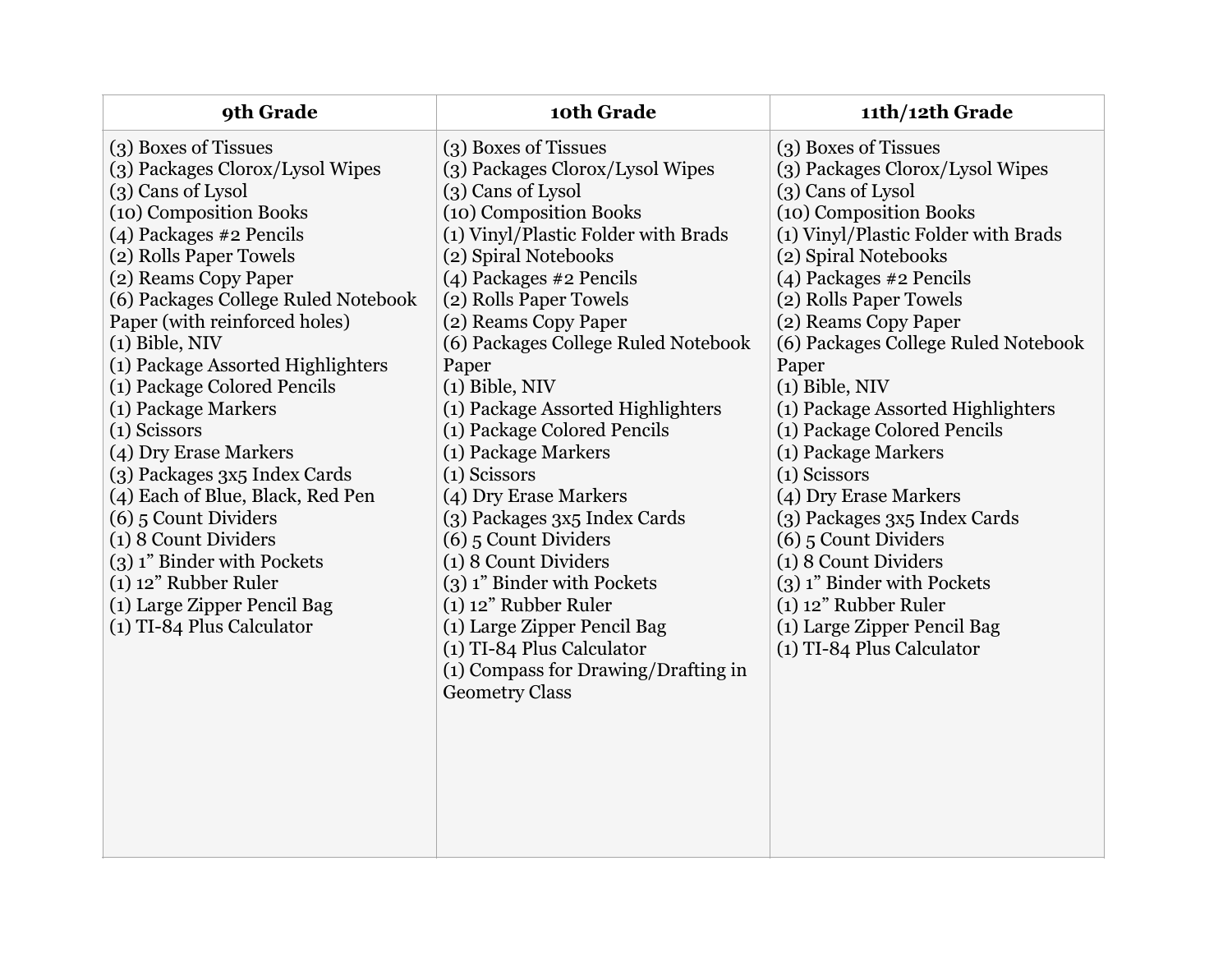| 9th Grade | 10th Grade | 11th/12th Grade |
|---|---|---|
| (3) Boxes of Tissues<br>(3) Packages Clorox/Lysol Wipes<br>(3) Cans of Lysol<br>(10) Composition Books<br>(4) Packages #2 Pencils<br>(2) Rolls Paper Towels<br>(2) Reams Copy Paper<br>(6) Packages College Ruled Notebook Paper (with reinforced holes)<br>(1) Bible, NIV<br>(1) Package Assorted Highlighters<br>(1) Package Colored Pencils<br>(1) Package Markers<br>(1) Scissors<br>(4) Dry Erase Markers<br>(3) Packages 3x5 Index Cards<br>(4) Each of Blue, Black, Red Pen<br>(6) 5 Count Dividers<br>(1) 8 Count Dividers<br>(3) 1" Binder with Pockets<br>(1) 12" Rubber Ruler<br>(1) Large Zipper Pencil Bag<br>(1) TI-84 Plus Calculator | (3) Boxes of Tissues<br>(3) Packages Clorox/Lysol Wipes<br>(3) Cans of Lysol<br>(10) Composition Books<br>(1) Vinyl/Plastic Folder with Brads<br>(2) Spiral Notebooks<br>(4) Packages #2 Pencils<br>(2) Rolls Paper Towels<br>(2) Reams Copy Paper<br>(6) Packages College Ruled Notebook Paper<br>(1) Bible, NIV<br>(1) Package Assorted Highlighters<br>(1) Package Colored Pencils<br>(1) Package Markers<br>(1) Scissors<br>(4) Dry Erase Markers<br>(3) Packages 3x5 Index Cards<br>(6) 5 Count Dividers<br>(1) 8 Count Dividers<br>(3) 1" Binder with Pockets<br>(1) 12" Rubber Ruler<br>(1) Large Zipper Pencil Bag<br>(1) TI-84 Plus Calculator<br>(1) Compass for Drawing/Drafting in Geometry Class | (3) Boxes of Tissues<br>(3) Packages Clorox/Lysol Wipes<br>(3) Cans of Lysol<br>(10) Composition Books<br>(1) Vinyl/Plastic Folder with Brads<br>(2) Spiral Notebooks<br>(4) Packages #2 Pencils<br>(2) Rolls Paper Towels<br>(2) Reams Copy Paper<br>(6) Packages College Ruled Notebook Paper<br>(1) Bible, NIV<br>(1) Package Assorted Highlighters<br>(1) Package Colored Pencils<br>(1) Package Markers<br>(1) Scissors<br>(4) Dry Erase Markers<br>(3) Packages 3x5 Index Cards<br>(6) 5 Count Dividers<br>(1) 8 Count Dividers<br>(3) 1" Binder with Pockets<br>(1) 12" Rubber Ruler<br>(1) Large Zipper Pencil Bag<br>(1) TI-84 Plus Calculator |